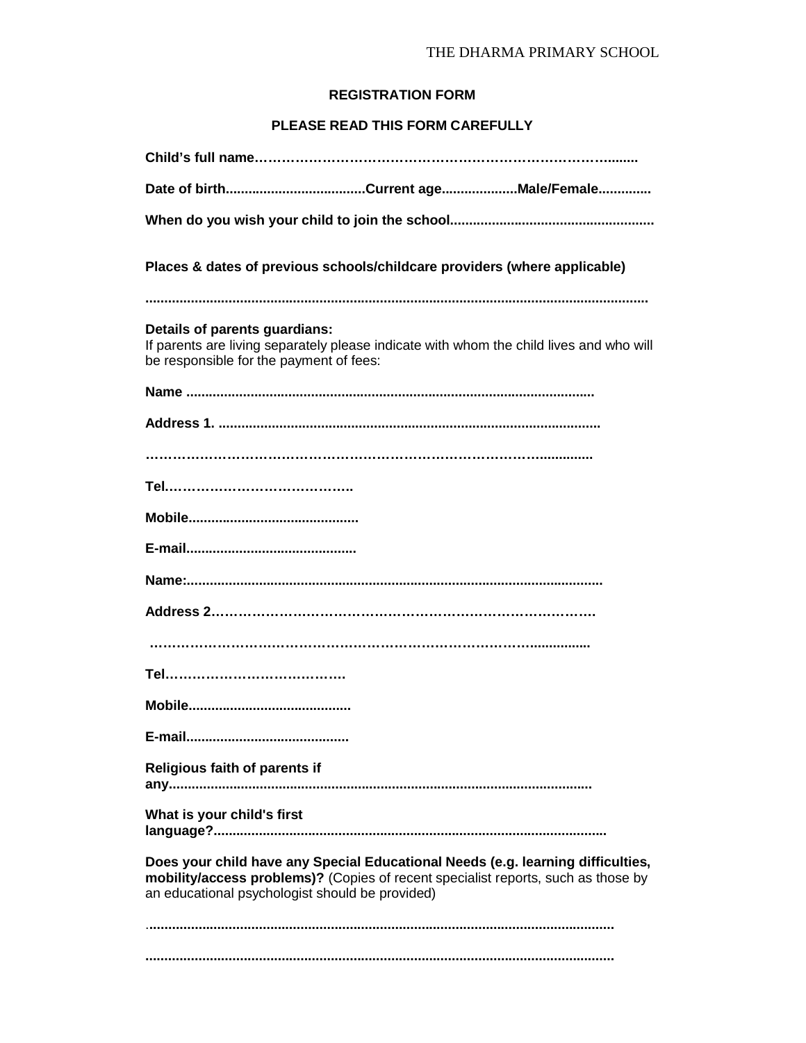THE DHARMA PRIMARY SCHOOL

**REGISTRATION FORM**

**PLEASE READ THIS FORM CAREFULLY**

**Child's full name……………………………………………………………………........**

**Date of birth.....................................Current age....................Male/Female..............**

**When do you wish your child to join the school.....................................................**

**Places & dates of previous schools/childcare providers (where applicable)**

**..................................................................................................................................**

**Details of parents guardians:**
If parents are living separately please indicate with whom the child lives and who will be responsible for the payment of fees:

**Name ..........................................................................................................**

**Address 1. ...................................................................................................**

**………………………………………………………………………………...............**

**Tel…………………………………..**

**Mobile............................................**

**E-mail............................................**

**Name:............................................................................................................**

**Address 2……………………………………………………………………….**

**………………………………………………………………………….................**

**Tel………………………………….**

**Mobile...........................................**

**E-mail...........................................**

**Religious faith of parents if any.............................................................................................................**

**What is your child's first language?.....................................................................................................**

**Does your child have any Special Educational Needs (e.g. learning difficulties, mobility/access problems)?** (Copies of recent specialist reports, such as those by an educational psychologist should be provided)

**.........................................................................................................................**

**.........................................................................................................................**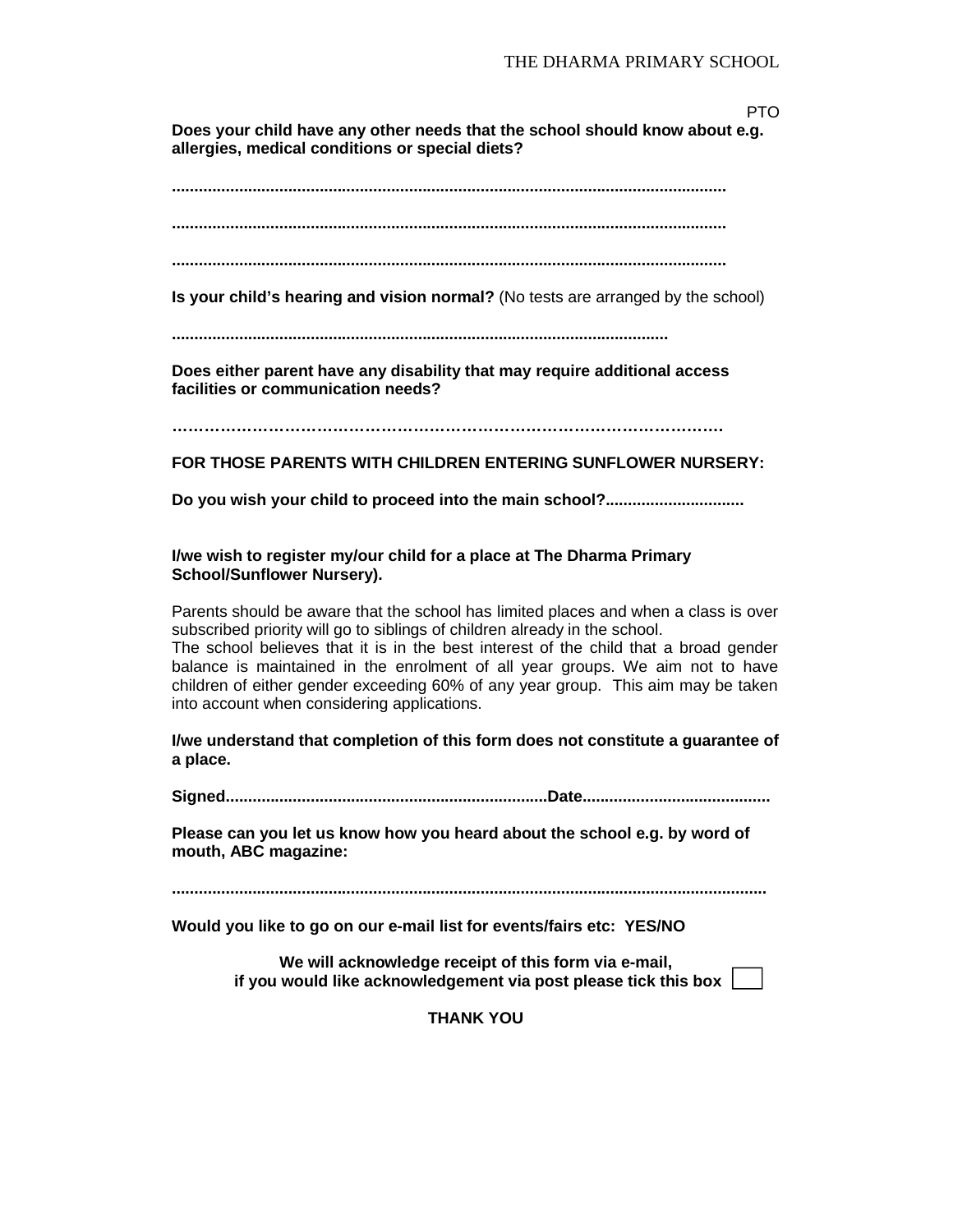PTO

**Does your child have any other needs that the school should know about e.g. allergies, medical conditions or special diets?**

**..........................................................................................................................**

**..........................................................................................................................**

**..........................................................................................................................**

**Is your child's hearing and vision normal?** (No tests are arranged by the school)

**............................................................................................................**

**Does either parent have any disability that may require additional access facilities or communication needs?**

**……………………………………………………………………………………………**

**FOR THOSE PARENTS WITH CHILDREN ENTERING SUNFLOWER NURSERY:**

**Do you wish your child to proceed into the main school?..............................**

**I/we wish to register my/our child for a place at The Dharma Primary School/Sunflower Nursery).**

Parents should be aware that the school has limited places and when a class is over subscribed priority will go to siblings of children already in the school.
The school believes that it is in the best interest of the child that a broad gender balance is maintained in the enrolment of all year groups. We aim not to have children of either gender exceeding 60% of any year group. This aim may be taken into account when considering applications.

**I/we understand that completion of this form does not constitute a guarantee of a place.**

**Signed......................................................................Date.........................................**

**Please can you let us know how you heard about the school e.g. by word of mouth, ABC magazine:**

**..................................................................................................................................**

**Would you like to go on our e-mail list for events/fairs etc: YES/NO**

**We will acknowledge receipt of this form via e-mail, if you would like acknowledgement via post please tick this box** ☐

**THANK YOU**